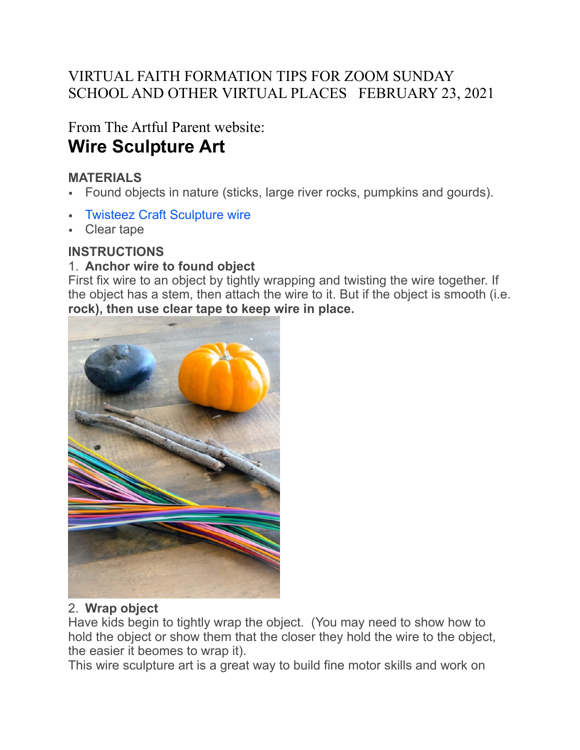VIRTUAL FAITH FORMATION TIPS FOR ZOOM SUNDAY SCHOOL AND OTHER VIRTUAL PLACES   FEBRUARY 23, 2021

From The Artful Parent website:

# Wire Sculpture Art

### MATERIALS

- Found objects in nature (sticks, large river rocks, pumpkins and gourds).
- Twisteez Craft Sculpture wire
- Clear tape

### INSTRUCTIONS

1. **Anchor wire to found object**

First fix wire to an object by tightly wrapping and twisting the wire together. If the object has a stem, then attach the wire to it. But if the object is smooth (i.e. **rock), then use clear tape to keep wire in place.**

2. **Wrap object**

Have kids begin to tightly wrap the object. (You may need to show how to hold the object or show them that the closer they hold the wire to the object, the easier it beomes to wrap it).

This wire sculpture art is a great way to build fine motor skills and work on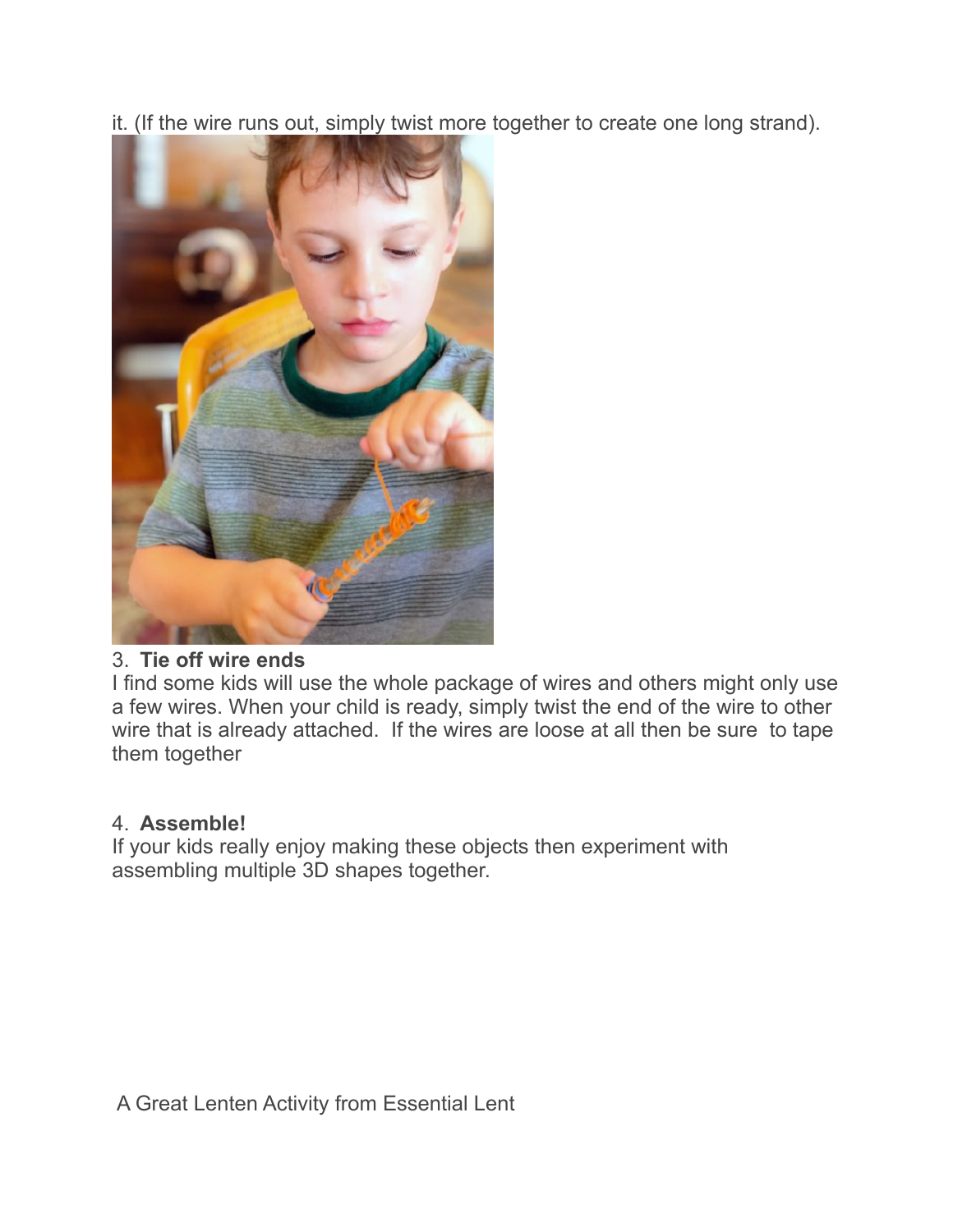it. (If the wire runs out, simply twist more together to create one long strand).

3. **Tie off wire ends**

I find some kids will use the whole package of wires and others might only use a few wires. When your child is ready, simply twist the end of the wire to other wire that is already attached. If the wires are loose at all then be sure to tape them together

4. **Assemble!**

If your kids really enjoy making these objects then experiment with assembling multiple 3D shapes together.

A Great Lenten Activity from Essential Lent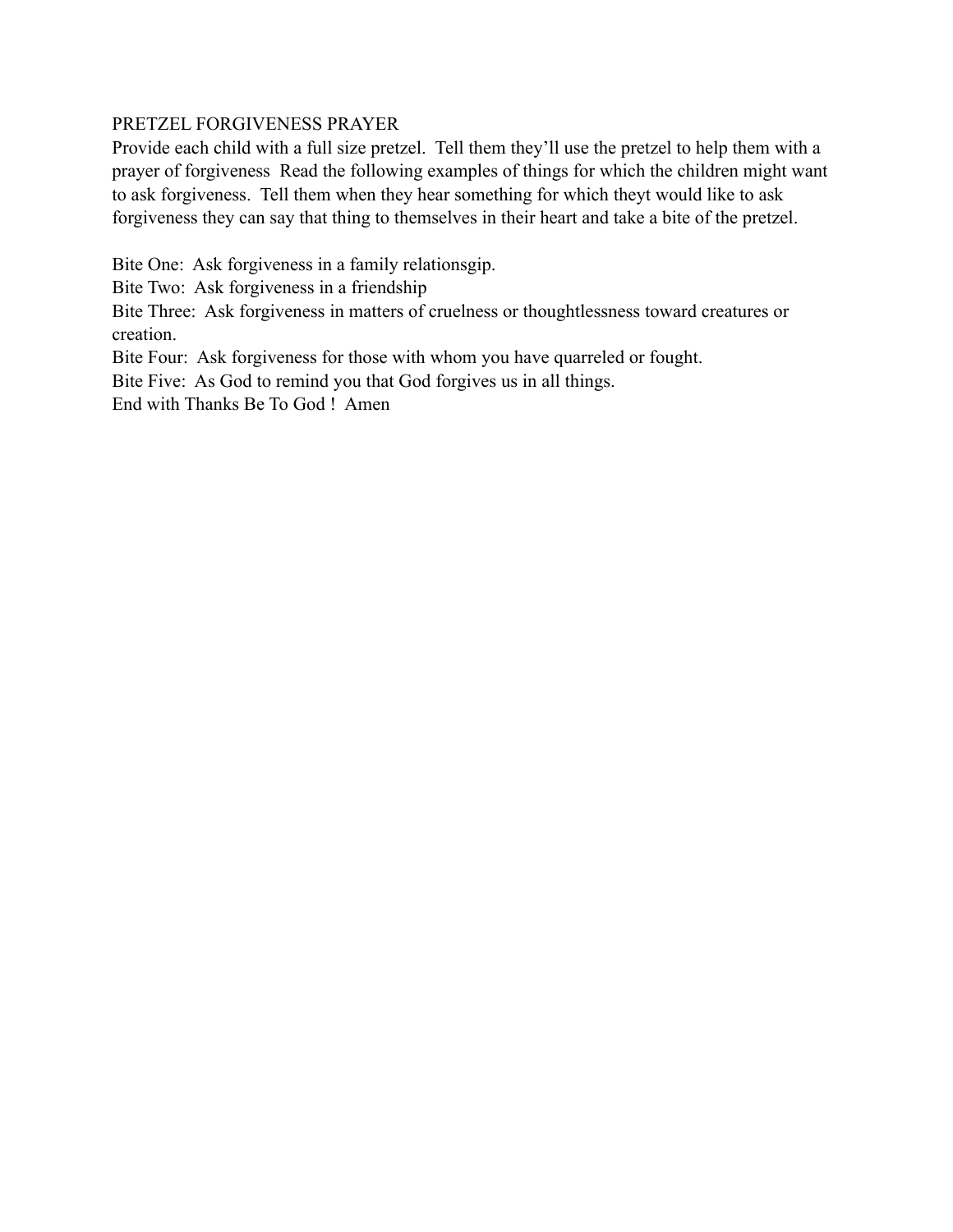# PRETZEL FORGIVENESS PRAYER

Provide each child with a full size pretzel. Tell them they'll use the pretzel to help them with a prayer of forgiveness Read the following examples of things for which the children might want to ask forgiveness. Tell them when they hear something for which theyt would like to ask forgiveness they can say that thing to themselves in their heart and take a bite of the pretzel.

Bite One: Ask forgiveness in a family relationsgip.
Bite Two: Ask forgiveness in a friendship
Bite Three: Ask forgiveness in matters of cruelness or thoughtlessness toward creatures or creation.
Bite Four: Ask forgiveness for those with whom you have quarreled or fought.
Bite Five: As God to remind you that God forgives us in all things.
End with Thanks Be To God ! Amen